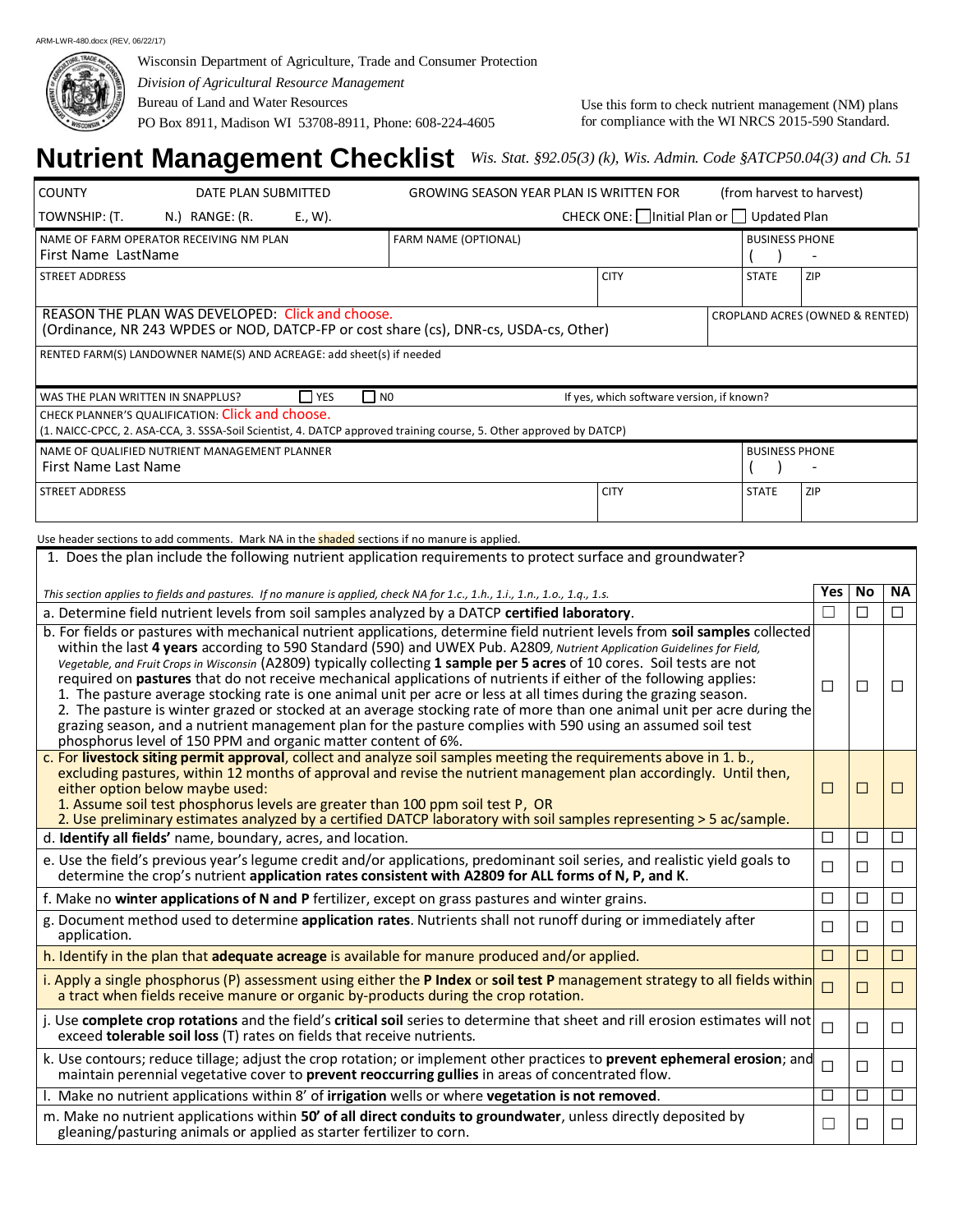ARM-LWR-480.docx (REV, 06/22/17)

Wisconsin Department of Agriculture, Trade and Consumer Protection
*Division of Agricultural Resource Management*
Bureau of Land and Water Resources
PO Box 8911, Madison WI 53708-8911, Phone: 608-224-4605

Use this form to check nutrient management (NM) plans for compliance with the WI NRCS 2015-590 Standard.

# Nutrient Management Checklist

*Wis. Stat. §92.05(3) (k), Wis. Admin. Code §ATCP50.04(3) and Ch. 51*

| | | | |
|---|---|---|---|
| COUNTY | DATE PLAN SUBMITTED | GROWING SEASON YEAR PLAN IS WRITTEN FOR | (from harvest to harvest) |
| TOWNSHIP: (T. N.) RANGE: (R. E., W). | | CHECK ONE: ☐ Initial Plan or ☐ Updated Plan | |

| | | | | |
|---|---|---|---|---|
| NAME OF FARM OPERATOR RECEIVING NM PLAN<br>First Name LastName | FARM NAME (OPTIONAL) | | BUSINESS PHONE<br>( ) - | |
| STREET ADDRESS | | CITY | STATE | ZIP |
| REASON THE PLAN WAS DEVELOPED: Click and choose.<br>(Ordinance, NR 243 WPDES or NOD, DATCP-FP or cost share (cs), DNR-cs, USDA-cs, Other) | | | CROPLAND ACRES (OWNED & RENTED) | |
| RENTED FARM(S) LANDOWNER NAME(S) AND ACREAGE: add sheet(s) if needed | | | | |
| WAS THE PLAN WRITTEN IN SNAPPLUS? ☐ YES ☐ NO | | If yes, which software version, if known? | | |
| CHECK PLANNER'S QUALIFICATION: Click and choose.<br>(1. NAICC-CPCC, 2. ASA-CCA, 3. SSSA-Soil Scientist, 4. DATCP approved training course, 5. Other approved by DATCP) | | | | |
| NAME OF QUALIFIED NUTRIENT MANAGEMENT PLANNER<br>First Name Last Name | | | BUSINESS PHONE<br>( ) - | |
| STREET ADDRESS | | CITY | STATE | ZIP |

Use header sections to add comments. Mark NA in the shaded sections if no manure is applied.

**1. Does the plan include the following nutrient application requirements to protect surface and groundwater?**

| *This section applies to fields and pastures. If no manure is applied, check NA for 1.c., 1.h., 1.i., 1.n., 1.o., 1.q., 1.s.* | Yes | No | NA |
|---|---|---|---|
| a. Determine field nutrient levels from soil samples analyzed by a DATCP **certified laboratory**. | ☐ | ☐ | ☐ |
| b. For fields or pastures with mechanical nutrient applications, determine field nutrient levels from **soil samples** collected within the last **4 years** according to 590 Standard (590) and UWEX Pub. A2809, *Nutrient Application Guidelines for Field, Vegetable, and Fruit Crops in Wisconsin* (A2809) typically collecting **1 sample per 5 acres** of 10 cores. Soil tests are not required on **pastures** that do not receive mechanical applications of nutrients if either of the following applies:<br>1. The pasture average stocking rate is one animal unit per acre or less at all times during the grazing season.<br>2. The pasture is winter grazed or stocked at an average stocking rate of more than one animal unit per acre during the grazing season, and a nutrient management plan for the pasture complies with 590 using an assumed soil test phosphorus level of 150 PPM and organic matter content of 6%. | ☐ | ☐ | ☐ |
| c. For **livestock siting permit approval**, collect and analyze soil samples meeting the requirements above in 1. b., excluding pastures, within 12 months of approval and revise the nutrient management plan accordingly. Until then, either option below maybe used:<br>1. Assume soil test phosphorus levels are greater than 100 ppm soil test P, OR<br>2. Use preliminary estimates analyzed by a certified DATCP laboratory with soil samples representing > 5 ac/sample. | ☐ | ☐ | ☐ |
| d. **Identify all fields'** name, boundary, acres, and location. | ☐ | ☐ | ☐ |
| e. Use the field's previous year's legume credit and/or applications, predominant soil series, and realistic yield goals to determine the crop's nutrient **application rates consistent with A2809 for ALL forms of N, P, and K**. | ☐ | ☐ | ☐ |
| f. Make no **winter applications of N and P** fertilizer, except on grass pastures and winter grains. | ☐ | ☐ | ☐ |
| g. Document method used to determine **application rates**. Nutrients shall not runoff during or immediately after application. | ☐ | ☐ | ☐ |
| h. Identify in the plan that **adequate acreage** is available for manure produced and/or applied. | ☐ | ☐ | ☐ |
| i. Apply a single phosphorus (P) assessment using either the **P Index** or **soil test P** management strategy to all fields within a tract when fields receive manure or organic by-products during the crop rotation. | ☐ | ☐ | ☐ |
| j. Use **complete crop rotations** and the field's **critical soil** series to determine that sheet and rill erosion estimates will not exceed **tolerable soil loss** (T) rates on fields that receive nutrients. | ☐ | ☐ | ☐ |
| k. Use contours; reduce tillage; adjust the crop rotation; or implement other practices to **prevent ephemeral erosion**; and maintain perennial vegetative cover to **prevent reoccurring gullies** in areas of concentrated flow. | ☐ | ☐ | ☐ |
| l. Make no nutrient applications within 8' of **irrigation** wells or where **vegetation is not removed**. | ☐ | ☐ | ☐ |
| m. Make no nutrient applications within **50' of all direct conduits to groundwater**, unless directly deposited by gleaning/pasturing animals or applied as starter fertilizer to corn. | ☐ | ☐ | ☐ |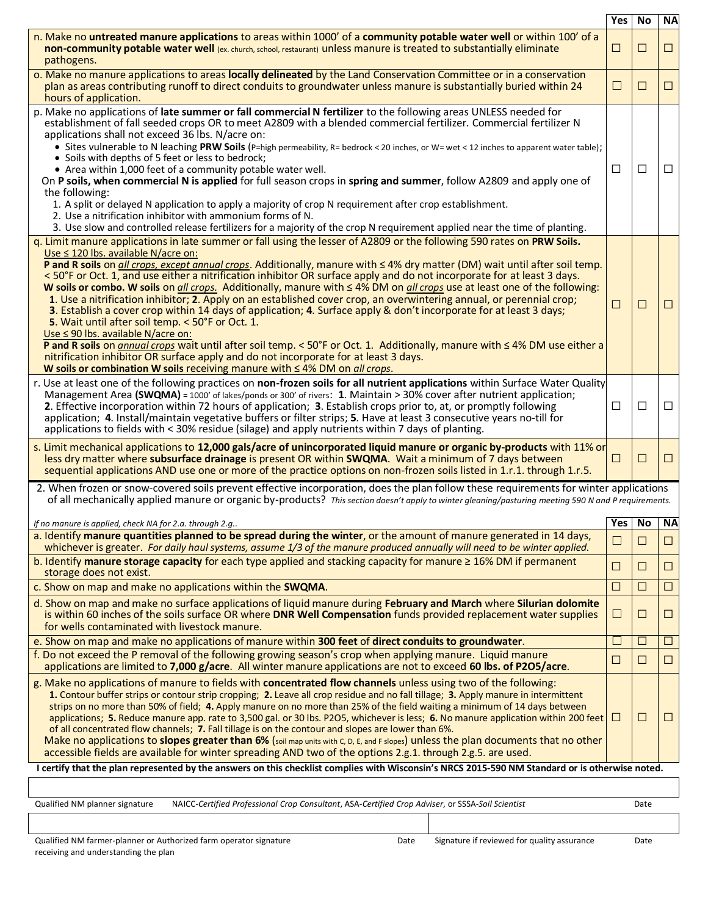| | Yes | No | NA |
|---|---|---|---|
| n. Make no **untreated manure applications** to areas within 1000′ of a **community potable water well** or within 100′ of a **non-community potable water well** (ex. church, school, restaurant) unless manure is treated to substantially eliminate pathogens. | ☐ | ☐ | ☐ |
| o. Make no manure applications to areas **locally delineated** by the Land Conservation Committee or in a conservation plan as areas contributing runoff to direct conduits to groundwater unless manure is substantially buried within 24 hours of application. | ☐ | ☐ | ☐ |
| p. Make no applications of **late summer or fall commercial N fertilizer** to the following areas UNLESS needed for establishment of fall seeded crops OR to meet A2809 with a blended commercial fertilizer. Commercial fertilizer N applications shall not exceed 36 lbs. N/acre on: <br>• Sites vulnerable to N leaching **PRW Soils** (P=high permeability, R= bedrock < 20 inches, or W= wet < 12 inches to apparent water table); <br>• Soils with depths of 5 feet or less to bedrock; <br>• Area within 1,000 feet of a community potable water well. <br>On **P soils, when commercial N is applied** for full season crops in **spring and summer**, follow A2809 and apply one of the following: <br>1. A split or delayed N application to apply a majority of crop N requirement after crop establishment. <br>2. Use a nitrification inhibitor with ammonium forms of N. <br>3. Use slow and controlled release fertilizers for a majority of the crop N requirement applied near the time of planting. | ☐ | ☐ | ☐ |
| q. Limit manure applications in late summer or fall using the lesser of A2809 or the following 590 rates on **PRW Soils.** <br>Use ≤ 120 lbs. available N/acre on: <br>**P and R soils** on *all crops, except annual crops*. Additionally, manure with ≤ 4% dry matter (DM) wait until after soil temp. < 50°F or Oct. 1, and use either a nitrification inhibitor OR surface apply and do not incorporate for at least 3 days. <br>**W soils or combo. W soils** on *all crops.* Additionally, manure with ≤ 4% DM on *all crops* use at least one of the following: <br>**1**. Use a nitrification inhibitor; **2**. Apply on an established cover crop, an overwintering annual, or perennial crop; <br>**3**. Establish a cover crop within 14 days of application; **4**. Surface apply & don't incorporate for at least 3 days; <br>**5**. Wait until after soil temp. < 50°F or Oct. 1. <br>Use ≤ 90 lbs. available N/acre on: <br>**P and R soils** on *annual crops* wait until after soil temp. < 50°F or Oct. 1. Additionally, manure with ≤ 4% DM use either a nitrification inhibitor OR surface apply and do not incorporate for at least 3 days. <br>**W soils or combination W soils** receiving manure with ≤ 4% DM on *all crops*. | ☐ | ☐ | ☐ |
| r. Use at least one of the following practices on **non-frozen soils for all nutrient applications** within Surface Water Quality Management Area **(SWQMA)** = 1000′ of lakes/ponds or 300′ of rivers: **1**. Maintain > 30% cover after nutrient application; **2**. Effective incorporation within 72 hours of application; **3**. Establish crops prior to, at, or promptly following application; **4**. Install/maintain vegetative buffers or filter strips; **5**. Have at least 3 consecutive years no-till for applications to fields with < 30% residue (silage) and apply nutrients within 7 days of planting. | ☐ | ☐ | ☐ |
| s. Limit mechanical applications to **12,000 gals/acre of unincorporated liquid manure or organic by-products** with 11% or less dry matter where **subsurface drainage** is present OR within **SWQMA**. Wait a minimum of 7 days between sequential applications AND use one or more of the practice options on non-frozen soils listed in 1.r.1. through 1.r.5. | ☐ | ☐ | ☐ |

2. When frozen or snow-covered soils prevent effective incorporation, does the plan follow these requirements for winter applications of all mechanically applied manure or organic by-products? *This section doesn't apply to winter gleaning/pasturing meeting 590 N and P requirements.*

| *If no manure is applied, check NA for 2.a. through 2.g..* | Yes | No | NA |
|---|---|---|---|
| a. Identify **manure quantities planned to be spread during the winter**, or the amount of manure generated in 14 days, whichever is greater. *For daily haul systems, assume 1/3 of the manure produced annually will need to be winter applied.* | ☐ | ☐ | ☐ |
| b. Identify **manure storage capacity** for each type applied and stacking capacity for manure ≥ 16% DM if permanent storage does not exist. | ☐ | ☐ | ☐ |
| c. Show on map and make no applications within the **SWQMA**. | ☐ | ☐ | ☐ |
| d. Show on map and make no surface applications of liquid manure during **February and March** where **Silurian dolomite** is within 60 inches of the soils surface OR where **DNR Well Compensation** funds provided replacement water supplies for wells contaminated with livestock manure. | ☐ | ☐ | ☐ |
| e. Show on map and make no applications of manure within **300 feet** of **direct conduits to groundwater**. | ☐ | ☐ | ☐ |
| f. Do not exceed the P removal of the following growing season's crop when applying manure. Liquid manure applications are limited to **7,000 g/acre**. All winter manure applications are not to exceed **60 lbs. of P2O5/acre**. | ☐ | ☐ | ☐ |
| g. Make no applications of manure to fields with **concentrated flow channels** unless using two of the following: <br>**1.** Contour buffer strips or contour strip cropping; **2.** Leave all crop residue and no fall tillage; **3.** Apply manure in intermittent strips on no more than 50% of field; **4.** Apply manure on no more than 25% of the field waiting a minimum of 14 days between applications; **5.** Reduce manure app. rate to 3,500 gal. or 30 lbs. P2O5, whichever is less; **6.** No manure application within 200 feet of all concentrated flow channels; **7.** Fall tillage is on the contour and slopes are lower than 6%. <br>Make no applications to **slopes greater than 6%** (soil map units with C, D, E, and F slopes) unless the plan documents that no other accessible fields are available for winter spreading AND two of the options 2.g.1. through 2.g.5. are used. | ☐ | ☐ | ☐ |

**I certify that the plan represented by the answers on this checklist complies with Wisconsin's NRCS 2015-590 NM Standard or is otherwise noted.**

Qualified NM planner signature NAICC-*Certified Professional Crop Consultant*, ASA-*Certified Crop Adviser*, or SSSA-*Soil Scientist* Date

Qualified NM farmer-planner or Authorized farm operator signature receiving and understanding the plan Date

Signature if reviewed for quality assurance Date